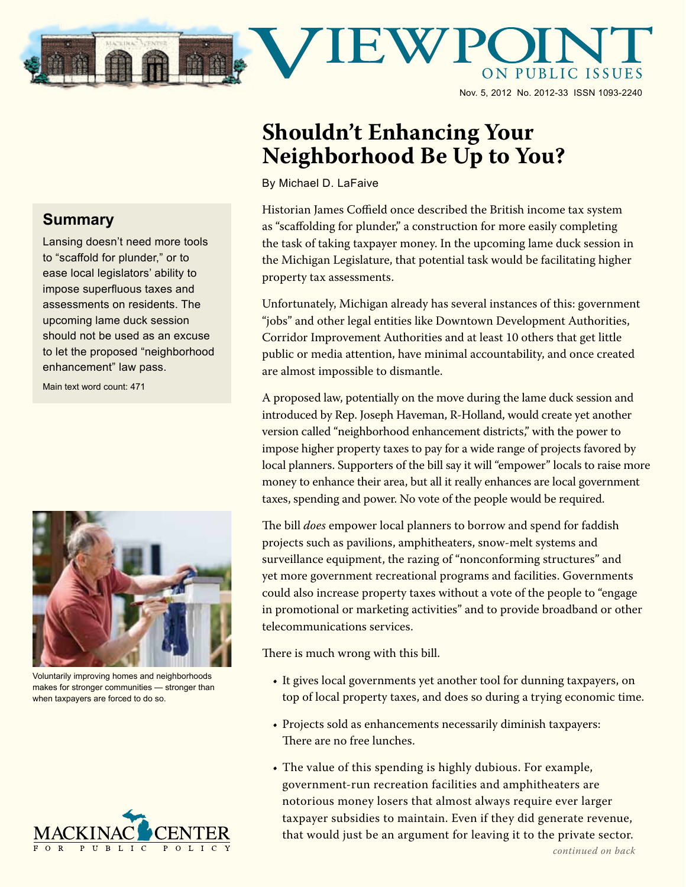# Viewpoint on Public Issues

Nov. 5, 2012 No. 2012-33 ISSN 1093-2240

## Shouldn't Enhancing Your Neighborhood Be Up to You?

By Michael D. LaFaive

### Summary

Lansing doesn't need more tools to "scaffold for plunder," or to ease local legislators' ability to impose superfluous taxes and assessments on residents. The upcoming lame duck session should not be used as an excuse to let the proposed "neighborhood enhancement" law pass.

Main text word count: 471

Historian James Coffield once described the British income tax system as "scaffolding for plunder," a construction for more easily completing the task of taking taxpayer money. In the upcoming lame duck session in the Michigan Legislature, that potential task would be facilitating higher property tax assessments.

Unfortunately, Michigan already has several instances of this: government "jobs" and other legal entities like Downtown Development Authorities, Corridor Improvement Authorities and at least 10 others that get little public or media attention, have minimal accountability, and once created are almost impossible to dismantle.

A proposed law, potentially on the move during the lame duck session and introduced by Rep. Joseph Haveman, R-Holland, would create yet another version called "neighborhood enhancement districts," with the power to impose higher property taxes to pay for a wide range of projects favored by local planners. Supporters of the bill say it will "empower" locals to raise more money to enhance their area, but all it really enhances are local government taxes, spending and power. No vote of the people would be required.

The bill *does* empower local planners to borrow and spend for faddish projects such as pavilions, amphitheaters, snow-melt systems and surveillance equipment, the razing of "nonconforming structures" and yet more government recreational programs and facilities. Governments could also increase property taxes without a vote of the people to "engage in promotional or marketing activities" and to provide broadband or other telecommunications services.

There is much wrong with this bill.

- It gives local governments yet another tool for dunning taxpayers, on top of local property taxes, and does so during a trying economic time.
- Projects sold as enhancements necessarily diminish taxpayers: There are no free lunches.
- The value of this spending is highly dubious. For example, government-run recreation facilities and amphitheaters are notorious money losers that almost always require ever larger taxpayer subsidies to maintain. Even if they did generate revenue, that would just be an argument for leaving it to the private sector.

Voluntarily improving homes and neighborhoods makes for stronger communities — stronger than when taxpayers are forced to do so.

*continued on back*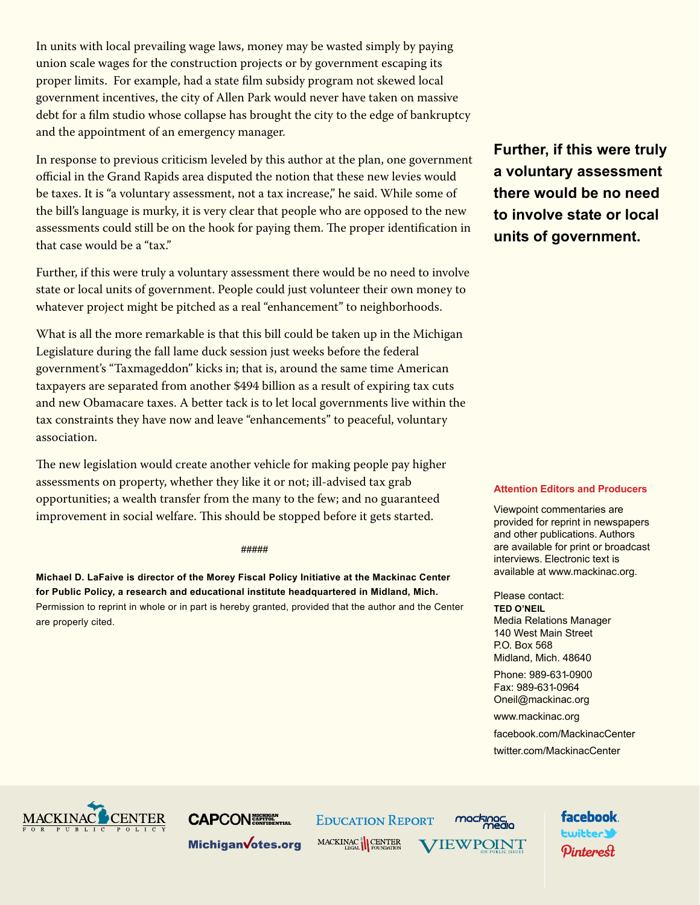In units with local prevailing wage laws, money may be wasted simply by paying union scale wages for the construction projects or by government escaping its proper limits. For example, had a state film subsidy program not skewed local government incentives, the city of Allen Park would never have taken on massive debt for a film studio whose collapse has brought the city to the edge of bankruptcy and the appointment of an emergency manager.

In response to previous criticism leveled by this author at the plan, one government official in the Grand Rapids area disputed the notion that these new levies would be taxes. It is "a voluntary assessment, not a tax increase," he said. While some of the bill's language is murky, it is very clear that people who are opposed to the new assessments could still be on the hook for paying them. The proper identification in that case would be a "tax."

Further, if this were truly a voluntary assessment there would be no need to involve state or local units of government. People could just volunteer their own money to whatever project might be pitched as a real "enhancement" to neighborhoods.

**Further, if this were truly a voluntary assessment there would be no need to involve state or local units of government.**

What is all the more remarkable is that this bill could be taken up in the Michigan Legislature during the fall lame duck session just weeks before the federal government's "Taxmageddon" kicks in; that is, around the same time American taxpayers are separated from another $494 billion as a result of expiring tax cuts and new Obamacare taxes. A better tack is to let local governments live within the tax constraints they have now and leave "enhancements" to peaceful, voluntary association.

The new legislation would create another vehicle for making people pay higher assessments on property, whether they like it or not; ill-advised tax grab opportunities; a wealth transfer from the many to the few; and no guaranteed improvement in social welfare. This should be stopped before it gets started.

#####

**Michael D. LaFaive is director of the Morey Fiscal Policy Initiative at the Mackinac Center for Public Policy, a research and educational institute headquartered in Midland, Mich.**
Permission to reprint in whole or in part is hereby granted, provided that the author and the Center are properly cited.

**Attention Editors and Producers**

Viewpoint commentaries are provided for reprint in newspapers and other publications. Authors are available for print or broadcast interviews. Electronic text is available at www.mackinac.org.

Please contact:
**TED O'NEIL**
Media Relations Manager
140 West Main Street
P.O. Box 568
Midland, Mich. 48640

Phone: 989-631-0900
Fax: 989-631-0964
Oneil@mackinac.org

www.mackinac.org

facebook.com/MackinacCenter

twitter.com/MackinacCenter

MACKINAC CENTER FOR PUBLIC POLICY
CAPCON MICHIGAN CAPITOL CONFIDENTIAL
MichiganVotes.org
EDUCATION REPORT
MACKINAC CENTER LEGAL FOUNDATION
mackinac media
VIEWPOINT ON PUBLIC ISSUES
facebook
twitter
Pinterest